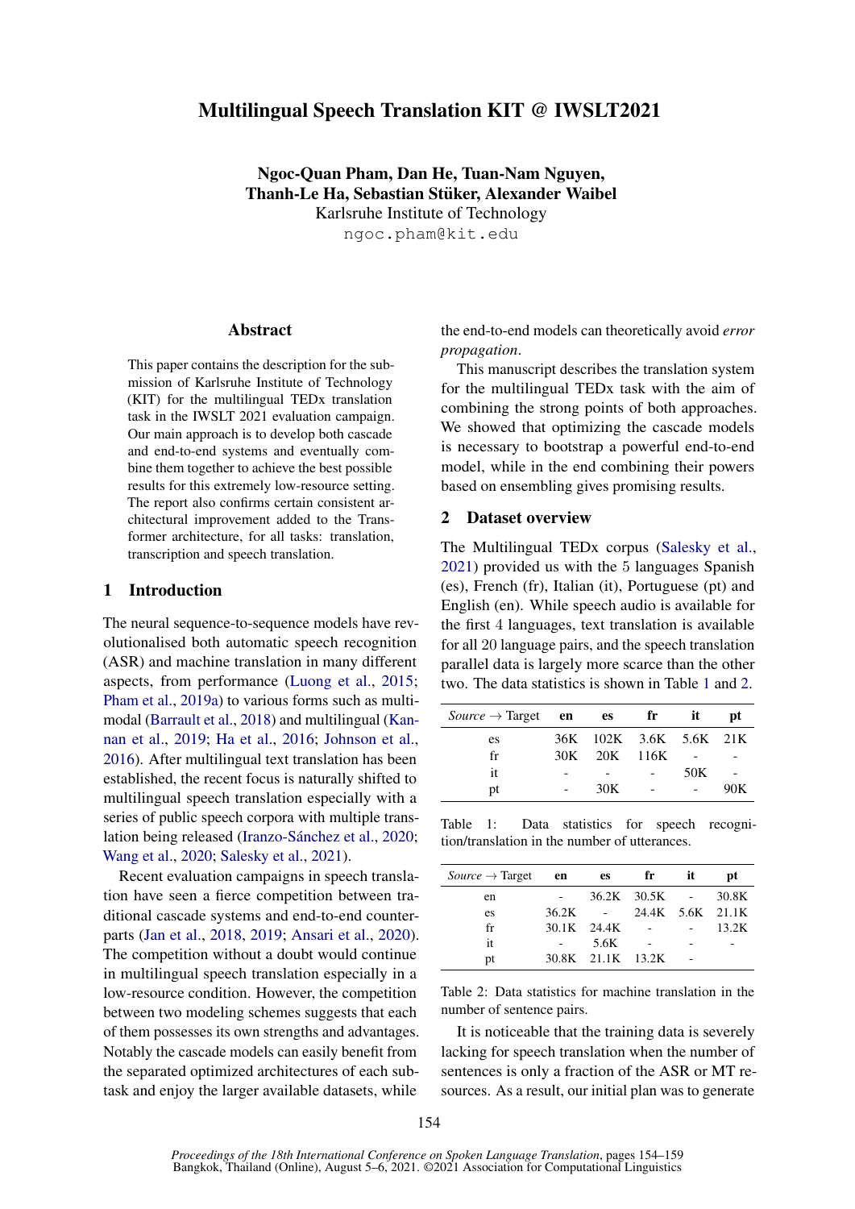# Multilingual Speech Translation KIT @ IWSLT2021

**Ngoc-Quan Pham, Dan He, Tuan-Nam Nguyen,**
**Thanh-Le Ha, Sebastian Stüker, Alexander Waibel**
Karlsruhe Institute of Technology
`ngoc.pham@kit.edu`

## Abstract

This paper contains the description for the submission of Karlsruhe Institute of Technology (KIT) for the multilingual TEDx translation task in the IWSLT 2021 evaluation campaign. Our main approach is to develop both cascade and end-to-end systems and eventually combine them together to achieve the best possible results for this extremely low-resource setting. The report also confirms certain consistent architectural improvement added to the Transformer architecture, for all tasks: translation, transcription and speech translation.

## 1 Introduction

The neural sequence-to-sequence models have revolutionalised both automatic speech recognition (ASR) and machine translation in many different aspects, from performance (Luong et al., 2015; Pham et al., 2019a) to various forms such as multimodal (Barrault et al., 2018) and multilingual (Kannan et al., 2019; Ha et al., 2016; Johnson et al., 2016). After multilingual text translation has been established, the recent focus is naturally shifted to multilingual speech translation especially with a series of public speech corpora with multiple translation being released (Iranzo-Sánchez et al., 2020; Wang et al., 2020; Salesky et al., 2021).

Recent evaluation campaigns in speech translation have seen a fierce competition between traditional cascade systems and end-to-end counterparts (Jan et al., 2018, 2019; Ansari et al., 2020). The competition without a doubt would continue in multilingual speech translation especially in a low-resource condition. However, the competition between two modeling schemes suggests that each of them possesses its own strengths and advantages. Notably the cascade models can easily benefit from the separated optimized architectures of each subtask and enjoy the larger available datasets, while the end-to-end models can theoretically avoid *error propagation*.

This manuscript describes the translation system for the multilingual TEDx task with the aim of combining the strong points of both approaches. We showed that optimizing the cascade models is necessary to bootstrap a powerful end-to-end model, while in the end combining their powers based on ensembling gives promising results.

## 2 Dataset overview

The Multilingual TEDx corpus (Salesky et al., 2021) provided us with the 5 languages Spanish (es), French (fr), Italian (it), Portuguese (pt) and English (en). While speech audio is available for the first 4 languages, text translation is available for all 20 language pairs, and the speech translation parallel data is largely more scarce than the other two. The data statistics is shown in Table 1 and 2.

| *Source* → Target | en | es | fr | it | pt |
|---|---|---|---|---|---|
| es | 36K | 102K | 3.6K | 5.6K | 21K |
| fr | 30K | 20K | 116K | - | - |
| it | - | - | - | 50K | - |
| pt | - | 30K | - | - | 90K |

Table 1: Data statistics for speech recognition/translation in the number of utterances.

| *Source* → Target | en | es | fr | it | pt |
|---|---|---|---|---|---|
| en | - | 36.2K | 30.5K | - | 30.8K |
| es | 36.2K | - | 24.4K | 5.6K | 21.1K |
| fr | 30.1K | 24.4K | - | - | 13.2K |
| it | - | 5.6K | - | - | - |
| pt | 30.8K | 21.1K | 13.2K | - | |

Table 2: Data statistics for machine translation in the number of sentence pairs.

It is noticeable that the training data is severely lacking for speech translation when the number of sentences is only a fraction of the ASR or MT resources. As a result, our initial plan was to generate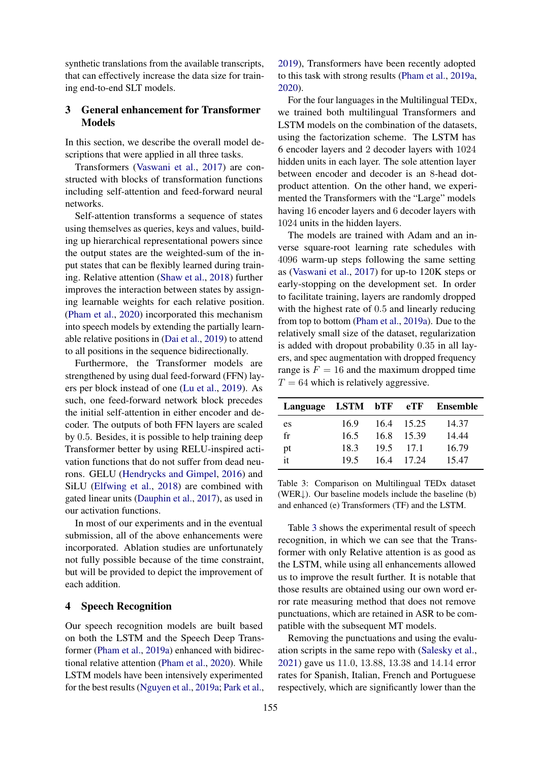synthetic translations from the available transcripts, that can effectively increase the data size for training end-to-end SLT models.

## 3 General enhancement for Transformer Models

In this section, we describe the overall model descriptions that were applied in all three tasks.

Transformers (Vaswani et al., 2017) are constructed with blocks of transformation functions including self-attention and feed-forward neural networks.

Self-attention transforms a sequence of states using themselves as queries, keys and values, building up hierarchical representational powers since the output states are the weighted-sum of the input states that can be flexibly learned during training. Relative attention (Shaw et al., 2018) further improves the interaction between states by assigning learnable weights for each relative position. (Pham et al., 2020) incorporated this mechanism into speech models by extending the partially learnable relative positions in (Dai et al., 2019) to attend to all positions in the sequence bidirectionally.

Furthermore, the Transformer models are strengthened by using dual feed-forward (FFN) layers per block instead of one (Lu et al., 2019). As such, one feed-forward network block precedes the initial self-attention in either encoder and decoder. The outputs of both FFN layers are scaled by 0.5. Besides, it is possible to help training deep Transformer better by using RELU-inspired activation functions that do not suffer from dead neurons. GELU (Hendrycks and Gimpel, 2016) and SiLU (Elfwing et al., 2018) are combined with gated linear units (Dauphin et al., 2017), as used in our activation functions.

In most of our experiments and in the eventual submission, all of the above enhancements were incorporated. Ablation studies are unfortunately not fully possible because of the time constraint, but will be provided to depict the improvement of each addition.

## 4 Speech Recognition

Our speech recognition models are built based on both the LSTM and the Speech Deep Transformer (Pham et al., 2019a) enhanced with bidirectional relative attention (Pham et al., 2020). While LSTM models have been intensively experimented for the best results (Nguyen et al., 2019a; Park et al., 2019), Transformers have been recently adopted to this task with strong results (Pham et al., 2019a, 2020).

For the four languages in the Multilingual TEDx, we trained both multilingual Transformers and LSTM models on the combination of the datasets, using the factorization scheme. The LSTM has 6 encoder layers and 2 decoder layers with 1024 hidden units in each layer. The sole attention layer between encoder and decoder is an 8-head dot-product attention. On the other hand, we experimented the Transformers with the "Large" models having 16 encoder layers and 6 decoder layers with 1024 units in the hidden layers.

The models are trained with Adam and an inverse square-root learning rate schedules with 4096 warm-up steps following the same setting as (Vaswani et al., 2017) for up-to 120K steps or early-stopping on the development set. In order to facilitate training, layers are randomly dropped with the highest rate of 0.5 and linearly reducing from top to bottom (Pham et al., 2019a). Due to the relatively small size of the dataset, regularization is added with dropout probability 0.35 in all layers, and spec augmentation with dropped frequency range is $F = 16$ and the maximum dropped time $T = 64$ which is relatively aggressive.

| Language | LSTM | bTF | eTF | Ensemble |
|---|---|---|---|---|
| es | 16.9 | 16.4 | 15.25 | 14.37 |
| fr | 16.5 | 16.8 | 15.39 | 14.44 |
| pt | 18.3 | 19.5 | 17.1 | 16.79 |
| it | 19.5 | 16.4 | 17.24 | 15.47 |

Table 3: Comparison on Multilingual TEDx dataset (WER↓). Our baseline models include the baseline (b) and enhanced (e) Transformers (TF) and the LSTM.

Table 3 shows the experimental result of speech recognition, in which we can see that the Transformer with only Relative attention is as good as the LSTM, while using all enhancements allowed us to improve the result further. It is notable that those results are obtained using our own word error rate measuring method that does not remove punctuations, which are retained in ASR to be compatible with the subsequent MT models.

Removing the punctuations and using the evaluation scripts in the same repo with (Salesky et al., 2021) gave us 11.0, 13.88, 13.38 and 14.14 error rates for Spanish, Italian, French and Portuguese respectively, which are significantly lower than the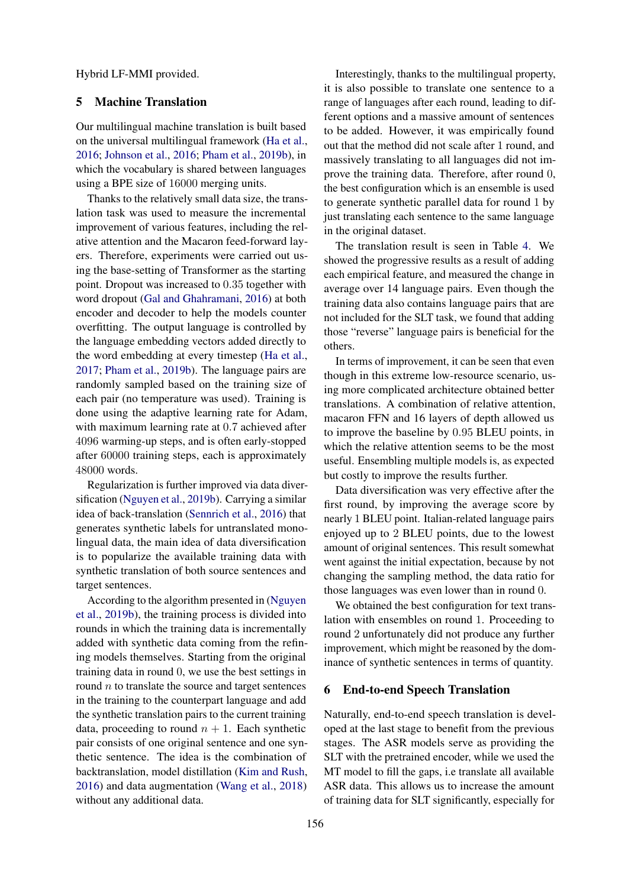Hybrid LF-MMI provided.

## 5 Machine Translation

Our multilingual machine translation is built based on the universal multilingual framework (Ha et al., 2016; Johnson et al., 2016; Pham et al., 2019b), in which the vocabulary is shared between languages using a BPE size of 16000 merging units.

Thanks to the relatively small data size, the translation task was used to measure the incremental improvement of various features, including the relative attention and the Macaron feed-forward layers. Therefore, experiments were carried out using the base-setting of Transformer as the starting point. Dropout was increased to 0.35 together with word dropout (Gal and Ghahramani, 2016) at both encoder and decoder to help the models counter overfitting. The output language is controlled by the language embedding vectors added directly to the word embedding at every timestep (Ha et al., 2017; Pham et al., 2019b). The language pairs are randomly sampled based on the training size of each pair (no temperature was used). Training is done using the adaptive learning rate for Adam, with maximum learning rate at 0.7 achieved after 4096 warming-up steps, and is often early-stopped after 60000 training steps, each is approximately 48000 words.

Regularization is further improved via data diversification (Nguyen et al., 2019b). Carrying a similar idea of back-translation (Sennrich et al., 2016) that generates synthetic labels for untranslated monolingual data, the main idea of data diversification is to popularize the available training data with synthetic translation of both source sentences and target sentences.

According to the algorithm presented in (Nguyen et al., 2019b), the training process is divided into rounds in which the training data is incrementally added with synthetic data coming from the refining models themselves. Starting from the original training data in round 0, we use the best settings in round $n$ to translate the source and target sentences in the training to the counterpart language and add the synthetic translation pairs to the current training data, proceeding to round $n + 1$. Each synthetic pair consists of one original sentence and one synthetic sentence. The idea is the combination of backtranslation, model distillation (Kim and Rush, 2016) and data augmentation (Wang et al., 2018) without any additional data.

Interestingly, thanks to the multilingual property, it is also possible to translate one sentence to a range of languages after each round, leading to different options and a massive amount of sentences to be added. However, it was empirically found out that the method did not scale after 1 round, and massively translating to all languages did not improve the training data. Therefore, after round 0, the best configuration which is an ensemble is used to generate synthetic parallel data for round 1 by just translating each sentence to the same language in the original dataset.

The translation result is seen in Table 4. We showed the progressive results as a result of adding each empirical feature, and measured the change in average over 14 language pairs. Even though the training data also contains language pairs that are not included for the SLT task, we found that adding those "reverse" language pairs is beneficial for the others.

In terms of improvement, it can be seen that even though in this extreme low-resource scenario, using more complicated architecture obtained better translations. A combination of relative attention, macaron FFN and 16 layers of depth allowed us to improve the baseline by 0.95 BLEU points, in which the relative attention seems to be the most useful. Ensembling multiple models is, as expected but costly to improve the results further.

Data diversification was very effective after the first round, by improving the average score by nearly 1 BLEU point. Italian-related language pairs enjoyed up to 2 BLEU points, due to the lowest amount of original sentences. This result somewhat went against the initial expectation, because by not changing the sampling method, the data ratio for those languages was even lower than in round 0.

We obtained the best configuration for text translation with ensembles on round 1. Proceeding to round 2 unfortunately did not produce any further improvement, which might be reasoned by the dominance of synthetic sentences in terms of quantity.

## 6 End-to-end Speech Translation

Naturally, end-to-end speech translation is developed at the last stage to benefit from the previous stages. The ASR models serve as providing the SLT with the pretrained encoder, while we used the MT model to fill the gaps, i.e translate all available ASR data. This allows us to increase the amount of training data for SLT significantly, especially for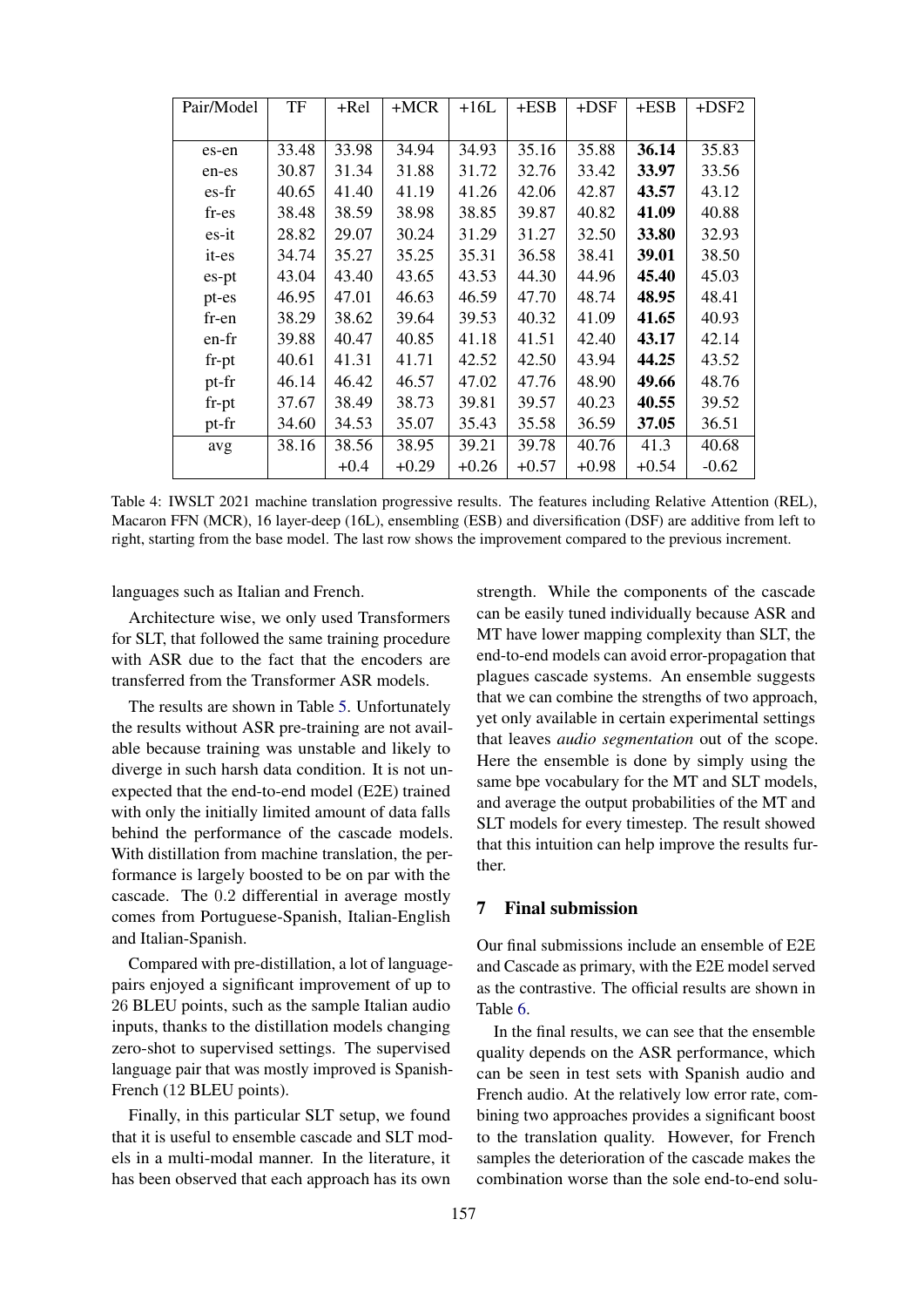| Pair/Model | TF | +Rel | +MCR | +16L | +ESB | +DSF | +ESB | +DSF2 |
|---|---|---|---|---|---|---|---|---|
| es-en | 33.48 | 33.98 | 34.94 | 34.93 | 35.16 | 35.88 | **36.14** | 35.83 |
| en-es | 30.87 | 31.34 | 31.88 | 31.72 | 32.76 | 33.42 | **33.97** | 33.56 |
| es-fr | 40.65 | 41.40 | 41.19 | 41.26 | 42.06 | 42.87 | **43.57** | 43.12 |
| fr-es | 38.48 | 38.59 | 38.98 | 38.85 | 39.87 | 40.82 | **41.09** | 40.88 |
| es-it | 28.82 | 29.07 | 30.24 | 31.29 | 31.27 | 32.50 | **33.80** | 32.93 |
| it-es | 34.74 | 35.27 | 35.25 | 35.31 | 36.58 | 38.41 | **39.01** | 38.50 |
| es-pt | 43.04 | 43.40 | 43.65 | 43.53 | 44.30 | 44.96 | **45.40** | 45.03 |
| pt-es | 46.95 | 47.01 | 46.63 | 46.59 | 47.70 | 48.74 | **48.95** | 48.41 |
| fr-en | 38.29 | 38.62 | 39.64 | 39.53 | 40.32 | 41.09 | **41.65** | 40.93 |
| en-fr | 39.88 | 40.47 | 40.85 | 41.18 | 41.51 | 42.40 | **43.17** | 42.14 |
| fr-pt | 40.61 | 41.31 | 41.71 | 42.52 | 42.50 | 43.94 | **44.25** | 43.52 |
| pt-fr | 46.14 | 46.42 | 46.57 | 47.02 | 47.76 | 48.90 | **49.66** | 48.76 |
| fr-pt | 37.67 | 38.49 | 38.73 | 39.81 | 39.57 | 40.23 | **40.55** | 39.52 |
| pt-fr | 34.60 | 34.53 | 35.07 | 35.43 | 35.58 | 36.59 | **37.05** | 36.51 |
| avg | 38.16 | 38.56 | 38.95 | 39.21 | 39.78 | 40.76 | 41.3 | 40.68 |
| | | +0.4 | +0.29 | +0.26 | +0.57 | +0.98 | +0.54 | -0.62 |

Table 4: IWSLT 2021 machine translation progressive results. The features including Relative Attention (REL), Macaron FFN (MCR), 16 layer-deep (16L), ensembling (ESB) and diversification (DSF) are additive from left to right, starting from the base model. The last row shows the improvement compared to the previous increment.

languages such as Italian and French.

Architecture wise, we only used Transformers for SLT, that followed the same training procedure with ASR due to the fact that the encoders are transferred from the Transformer ASR models.

The results are shown in Table 5. Unfortunately the results without ASR pre-training are not available because training was unstable and likely to diverge in such harsh data condition. It is not unexpected that the end-to-end model (E2E) trained with only the initially limited amount of data falls behind the performance of the cascade models. With distillation from machine translation, the performance is largely boosted to be on par with the cascade. The 0.2 differential in average mostly comes from Portuguese-Spanish, Italian-English and Italian-Spanish.

Compared with pre-distillation, a lot of language-pairs enjoyed a significant improvement of up to 26 BLEU points, such as the sample Italian audio inputs, thanks to the distillation models changing zero-shot to supervised settings. The supervised language pair that was mostly improved is Spanish-French (12 BLEU points).

Finally, in this particular SLT setup, we found that it is useful to ensemble cascade and SLT models in a multi-modal manner. In the literature, it has been observed that each approach has its own strength. While the components of the cascade can be easily tuned individually because ASR and MT have lower mapping complexity than SLT, the end-to-end models can avoid error-propagation that plagues cascade systems. An ensemble suggests that we can combine the strengths of two approach, yet only available in certain experimental settings that leaves *audio segmentation* out of the scope. Here the ensemble is done by simply using the same bpe vocabulary for the MT and SLT models, and average the output probabilities of the MT and SLT models for every timestep. The result showed that this intuition can help improve the results further.

## 7 Final submission

Our final submissions include an ensemble of E2E and Cascade as primary, with the E2E model served as the contrastive. The official results are shown in Table 6.

In the final results, we can see that the ensemble quality depends on the ASR performance, which can be seen in test sets with Spanish audio and French audio. At the relatively low error rate, combining two approaches provides a significant boost to the translation quality. However, for French samples the deterioration of the cascade makes the combination worse than the sole end-to-end solu-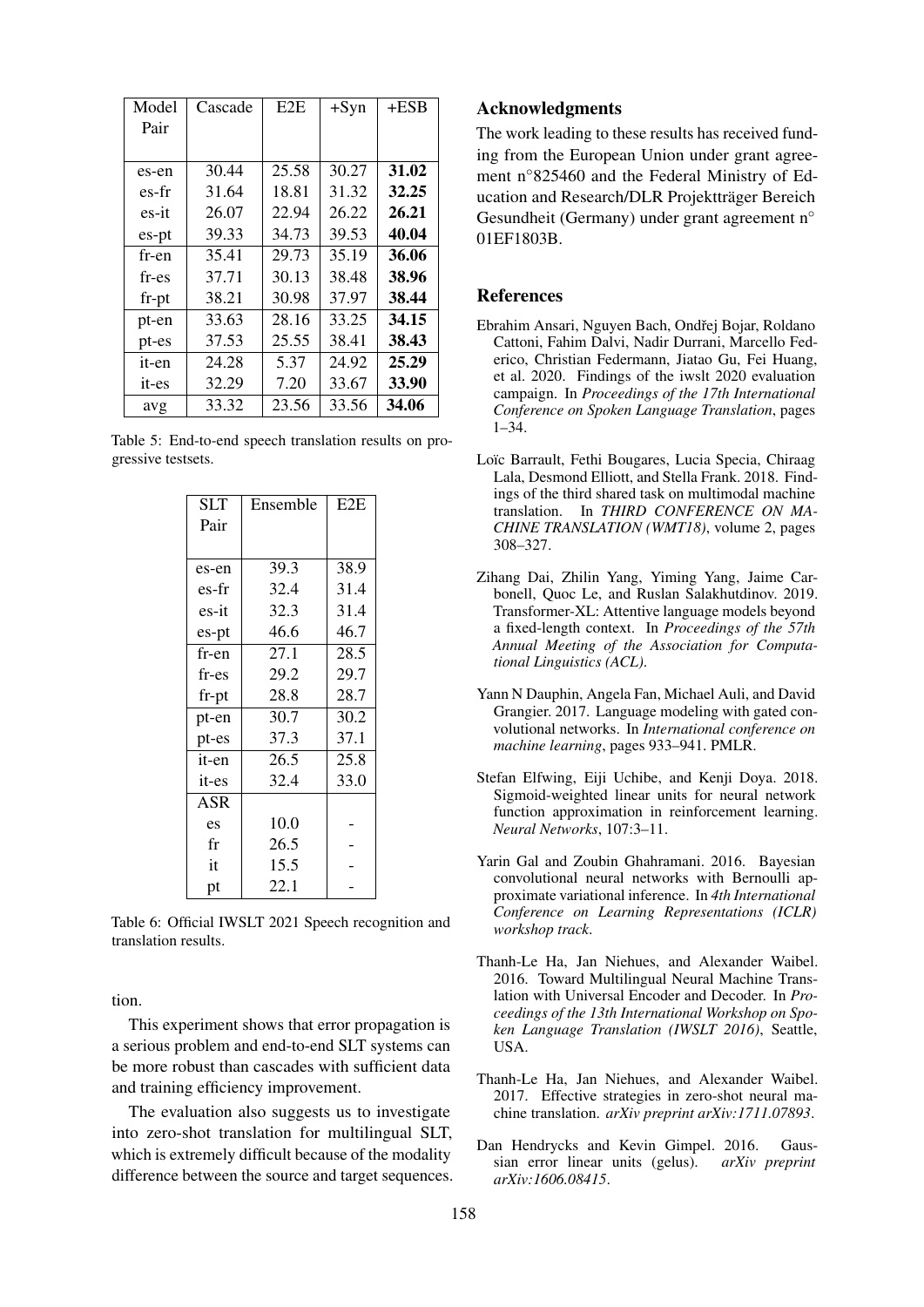| Model Pair | Cascade | E2E | +Syn | +ESB |
|---|---|---|---|---|
| es-en | 30.44 | 25.58 | 30.27 | **31.02** |
| es-fr | 31.64 | 18.81 | 31.32 | **32.25** |
| es-it | 26.07 | 22.94 | 26.22 | **26.21** |
| es-pt | 39.33 | 34.73 | 39.53 | **40.04** |
| fr-en | 35.41 | 29.73 | 35.19 | **36.06** |
| fr-es | 37.71 | 30.13 | 38.48 | **38.96** |
| fr-pt | 38.21 | 30.98 | 37.97 | **38.44** |
| pt-en | 33.63 | 28.16 | 33.25 | **34.15** |
| pt-es | 37.53 | 25.55 | 38.41 | **38.43** |
| it-en | 24.28 | 5.37 | 24.92 | **25.29** |
| it-es | 32.29 | 7.20 | 33.67 | **33.90** |
| avg | 33.32 | 23.56 | 33.56 | **34.06** |

Table 5: End-to-end speech translation results on progressive testsets.

| SLT Pair | Ensemble | E2E |
|---|---|---|
| es-en | 39.3 | 38.9 |
| es-fr | 32.4 | 31.4 |
| es-it | 32.3 | 31.4 |
| es-pt | 46.6 | 46.7 |
| fr-en | 27.1 | 28.5 |
| fr-es | 29.2 | 29.7 |
| fr-pt | 28.8 | 28.7 |
| pt-en | 30.7 | 30.2 |
| pt-es | 37.3 | 37.1 |
| it-en | 26.5 | 25.8 |
| it-es | 32.4 | 33.0 |
| ASR | | |
| es | 10.0 | - |
| fr | 26.5 | - |
| it | 15.5 | - |
| pt | 22.1 | - |

Table 6: Official IWSLT 2021 Speech recognition and translation results.

tion.

This experiment shows that error propagation is a serious problem and end-to-end SLT systems can be more robust than cascades with sufficient data and training efficiency improvement.

The evaluation also suggests us to investigate into zero-shot translation for multilingual SLT, which is extremely difficult because of the modality difference between the source and target sequences.

## Acknowledgments

The work leading to these results has received funding from the European Union under grant agreement n°825460 and the Federal Ministry of Education and Research/DLR Projektträger Bereich Gesundheit (Germany) under grant agreement n° 01EF1803B.

## References

Ebrahim Ansari, Nguyen Bach, Ondřej Bojar, Roldano Cattoni, Fahim Dalvi, Nadir Durrani, Marcello Federico, Christian Federmann, Jiatao Gu, Fei Huang, et al. 2020. Findings of the iwslt 2020 evaluation campaign. In *Proceedings of the 17th International Conference on Spoken Language Translation*, pages 1–34.

Loïc Barrault, Fethi Bougares, Lucia Specia, Chiraag Lala, Desmond Elliott, and Stella Frank. 2018. Findings of the third shared task on multimodal machine translation. In *THIRD CONFERENCE ON MACHINE TRANSLATION (WMT18)*, volume 2, pages 308–327.

Zihang Dai, Zhilin Yang, Yiming Yang, Jaime Carbonell, Quoc Le, and Ruslan Salakhutdinov. 2019. Transformer-XL: Attentive language models beyond a fixed-length context. In *Proceedings of the 57th Annual Meeting of the Association for Computational Linguistics (ACL)*.

Yann N Dauphin, Angela Fan, Michael Auli, and David Grangier. 2017. Language modeling with gated convolutional networks. In *International conference on machine learning*, pages 933–941. PMLR.

Stefan Elfwing, Eiji Uchibe, and Kenji Doya. 2018. Sigmoid-weighted linear units for neural network function approximation in reinforcement learning. *Neural Networks*, 107:3–11.

Yarin Gal and Zoubin Ghahramani. 2016. Bayesian convolutional neural networks with Bernoulli approximate variational inference. In *4th International Conference on Learning Representations (ICLR) workshop track*.

Thanh-Le Ha, Jan Niehues, and Alexander Waibel. 2016. Toward Multilingual Neural Machine Translation with Universal Encoder and Decoder. In *Proceedings of the 13th International Workshop on Spoken Language Translation (IWSLT 2016)*, Seattle, USA.

Thanh-Le Ha, Jan Niehues, and Alexander Waibel. 2017. Effective strategies in zero-shot neural machine translation. *arXiv preprint arXiv:1711.07893*.

Dan Hendrycks and Kevin Gimpel. 2016. Gaussian error linear units (gelus). *arXiv preprint arXiv:1606.08415*.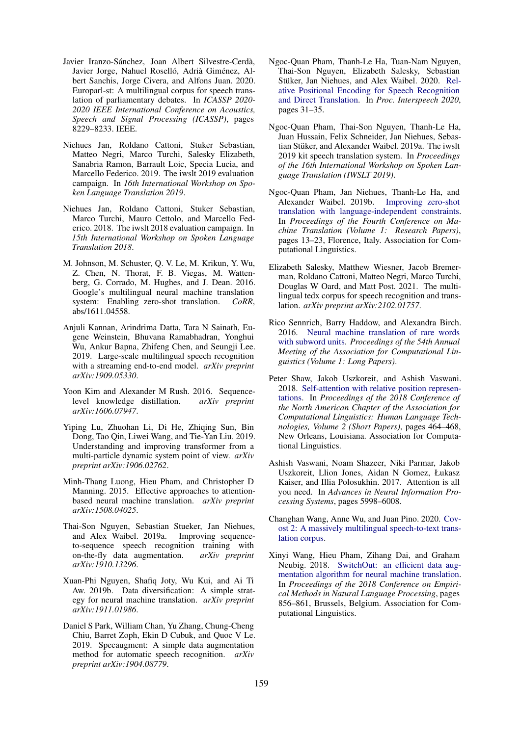Javier Iranzo-Sánchez, Joan Albert Silvestre-Cerdà, Javier Jorge, Nahuel Roselló, Adrià Giménez, Albert Sanchis, Jorge Civera, and Alfons Juan. 2020. Europarl-st: A multilingual corpus for speech translation of parliamentary debates. In *ICASSP 2020-2020 IEEE International Conference on Acoustics, Speech and Signal Processing (ICASSP)*, pages 8229–8233. IEEE.

Niehues Jan, Roldano Cattoni, Stuker Sebastian, Matteo Negri, Marco Turchi, Salesky Elizabeth, Sanabria Ramon, Barrault Loic, Specia Lucia, and Marcello Federico. 2019. The iwslt 2019 evaluation campaign. In *16th International Workshop on Spoken Language Translation 2019*.

Niehues Jan, Roldano Cattoni, Stuker Sebastian, Marco Turchi, Mauro Cettolo, and Marcello Federico. 2018. The iwslt 2018 evaluation campaign. In *15th International Workshop on Spoken Language Translation 2018*.

M. Johnson, M. Schuster, Q. V. Le, M. Krikun, Y. Wu, Z. Chen, N. Thorat, F. B. Viegas, M. Wattenberg, G. Corrado, M. Hughes, and J. Dean. 2016. Google's multilingual neural machine translation system: Enabling zero-shot translation. *CoRR*, abs/1611.04558.

Anjuli Kannan, Arindrima Datta, Tara N Sainath, Eugene Weinstein, Bhuvana Ramabhadran, Yonghui Wu, Ankur Bapna, Zhifeng Chen, and Seungji Lee. 2019. Large-scale multilingual speech recognition with a streaming end-to-end model. *arXiv preprint arXiv:1909.05330*.

Yoon Kim and Alexander M Rush. 2016. Sequence-level knowledge distillation. *arXiv preprint arXiv:1606.07947*.

Yiping Lu, Zhuohan Li, Di He, Zhiqing Sun, Bin Dong, Tao Qin, Liwei Wang, and Tie-Yan Liu. 2019. Understanding and improving transformer from a multi-particle dynamic system point of view. *arXiv preprint arXiv:1906.02762*.

Minh-Thang Luong, Hieu Pham, and Christopher D Manning. 2015. Effective approaches to attention-based neural machine translation. *arXiv preprint arXiv:1508.04025*.

Thai-Son Nguyen, Sebastian Stueker, Jan Niehues, and Alex Waibel. 2019a. Improving sequence-to-sequence speech recognition training with on-the-fly data augmentation. *arXiv preprint arXiv:1910.13296*.

Xuan-Phi Nguyen, Shafiq Joty, Wu Kui, and Ai Ti Aw. 2019b. Data diversification: A simple strategy for neural machine translation. *arXiv preprint arXiv:1911.01986*.

Daniel S Park, William Chan, Yu Zhang, Chung-Cheng Chiu, Barret Zoph, Ekin D Cubuk, and Quoc V Le. 2019. Specaugment: A simple data augmentation method for automatic speech recognition. *arXiv preprint arXiv:1904.08779*.

Ngoc-Quan Pham, Thanh-Le Ha, Tuan-Nam Nguyen, Thai-Son Nguyen, Elizabeth Salesky, Sebastian Stüker, Jan Niehues, and Alex Waibel. 2020. Relative Positional Encoding for Speech Recognition and Direct Translation. In *Proc. Interspeech 2020*, pages 31–35.

Ngoc-Quan Pham, Thai-Son Nguyen, Thanh-Le Ha, Juan Hussain, Felix Schneider, Jan Niehues, Sebastian Stüker, and Alexander Waibel. 2019a. The iwslt 2019 kit speech translation system. In *Proceedings of the 16th International Workshop on Spoken Language Translation (IWSLT 2019)*.

Ngoc-Quan Pham, Jan Niehues, Thanh-Le Ha, and Alexander Waibel. 2019b. Improving zero-shot translation with language-independent constraints. In *Proceedings of the Fourth Conference on Machine Translation (Volume 1: Research Papers)*, pages 13–23, Florence, Italy. Association for Computational Linguistics.

Elizabeth Salesky, Matthew Wiesner, Jacob Bremerman, Roldano Cattoni, Matteo Negri, Marco Turchi, Douglas W Oard, and Matt Post. 2021. The multilingual tedx corpus for speech recognition and translation. *arXiv preprint arXiv:2102.01757*.

Rico Sennrich, Barry Haddow, and Alexandra Birch. 2016. Neural machine translation of rare words with subword units. *Proceedings of the 54th Annual Meeting of the Association for Computational Linguistics (Volume 1: Long Papers)*.

Peter Shaw, Jakob Uszkoreit, and Ashish Vaswani. 2018. Self-attention with relative position representations. In *Proceedings of the 2018 Conference of the North American Chapter of the Association for Computational Linguistics: Human Language Technologies, Volume 2 (Short Papers)*, pages 464–468, New Orleans, Louisiana. Association for Computational Linguistics.

Ashish Vaswani, Noam Shazeer, Niki Parmar, Jakob Uszkoreit, Llion Jones, Aidan N Gomez, Łukasz Kaiser, and Illia Polosukhin. 2017. Attention is all you need. In *Advances in Neural Information Processing Systems*, pages 5998–6008.

Changhan Wang, Anne Wu, and Juan Pino. 2020. Covost 2: A massively multilingual speech-to-text translation corpus.

Xinyi Wang, Hieu Pham, Zihang Dai, and Graham Neubig. 2018. SwitchOut: an efficient data augmentation algorithm for neural machine translation. In *Proceedings of the 2018 Conference on Empirical Methods in Natural Language Processing*, pages 856–861, Brussels, Belgium. Association for Computational Linguistics.